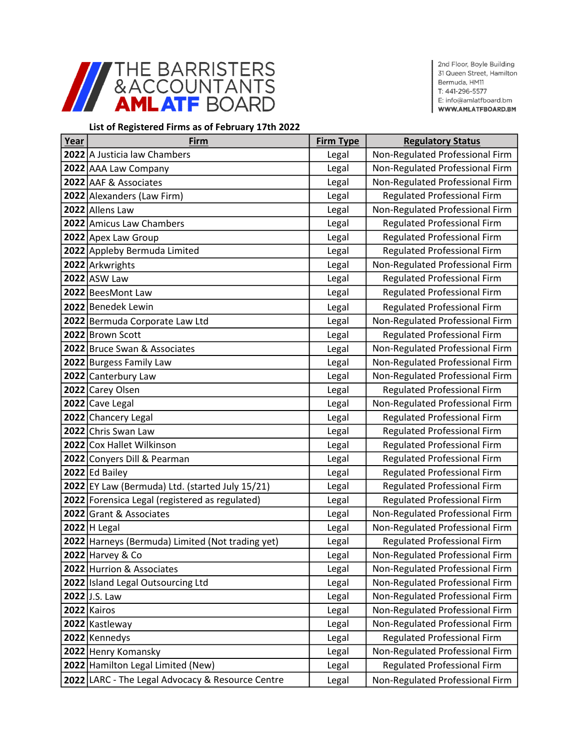# THE BARRISTERS & ACCOUNTANTS AML ATF BOARD

2nd Floor, Boyle Building
31 Queen Street, Hamilton
Bermuda, HM11
T: 441-296-5577
E: info@amlatfboard.bm
WWW.AMLATFBOARD.BM

**List of Registered Firms as of February 17th 2022**

| Year | Firm | Firm Type | Regulatory Status |
|---|---|---|---|
| **2022** | A Justicia law Chambers | Legal | Non-Regulated Professional Firm |
| **2022** | AAA Law Company | Legal | Non-Regulated Professional Firm |
| **2022** | AAF & Associates | Legal | Non-Regulated Professional Firm |
| **2022** | Alexanders (Law Firm) | Legal | Regulated Professional Firm |
| **2022** | Allens Law | Legal | Non-Regulated Professional Firm |
| **2022** | Amicus Law Chambers | Legal | Regulated Professional Firm |
| **2022** | Apex Law Group | Legal | Regulated Professional Firm |
| **2022** | Appleby Bermuda Limited | Legal | Regulated Professional Firm |
| **2022** | Arkwrights | Legal | Non-Regulated Professional Firm |
| **2022** | ASW Law | Legal | Regulated Professional Firm |
| **2022** | BeesMont Law | Legal | Regulated Professional Firm |
| **2022** | Benedek Lewin | Legal | Regulated Professional Firm |
| **2022** | Bermuda Corporate Law Ltd | Legal | Non-Regulated Professional Firm |
| **2022** | Brown Scott | Legal | Regulated Professional Firm |
| **2022** | Bruce Swan & Associates | Legal | Non-Regulated Professional Firm |
| **2022** | Burgess Family Law | Legal | Non-Regulated Professional Firm |
| **2022** | Canterbury Law | Legal | Non-Regulated Professional Firm |
| **2022** | Carey Olsen | Legal | Regulated Professional Firm |
| **2022** | Cave Legal | Legal | Non-Regulated Professional Firm |
| **2022** | Chancery Legal | Legal | Regulated Professional Firm |
| **2022** | Chris Swan Law | Legal | Regulated Professional Firm |
| **2022** | Cox Hallet Wilkinson | Legal | Regulated Professional Firm |
| **2022** | Conyers Dill & Pearman | Legal | Regulated Professional Firm |
| **2022** | Ed Bailey | Legal | Regulated Professional Firm |
| **2022** | EY Law (Bermuda) Ltd. (started July 15/21) | Legal | Regulated Professional Firm |
| **2022** | Forensica Legal (registered as regulated) | Legal | Regulated Professional Firm |
| **2022** | Grant & Associates | Legal | Non-Regulated Professional Firm |
| **2022** | H Legal | Legal | Non-Regulated Professional Firm |
| **2022** | Harneys (Bermuda) Limited (Not trading yet) | Legal | Regulated Professional Firm |
| **2022** | Harvey & Co | Legal | Non-Regulated Professional Firm |
| **2022** | Hurrion & Associates | Legal | Non-Regulated Professional Firm |
| **2022** | Island Legal Outsourcing Ltd | Legal | Non-Regulated Professional Firm |
| **2022** | J.S. Law | Legal | Non-Regulated Professional Firm |
| **2022** | Kairos | Legal | Non-Regulated Professional Firm |
| **2022** | Kastleway | Legal | Non-Regulated Professional Firm |
| **2022** | Kennedys | Legal | Regulated Professional Firm |
| **2022** | Henry Komansky | Legal | Non-Regulated Professional Firm |
| **2022** | Hamilton Legal Limited (New) | Legal | Regulated Professional Firm |
| **2022** | LARC - The Legal Advocacy & Resource Centre | Legal | Non-Regulated Professional Firm |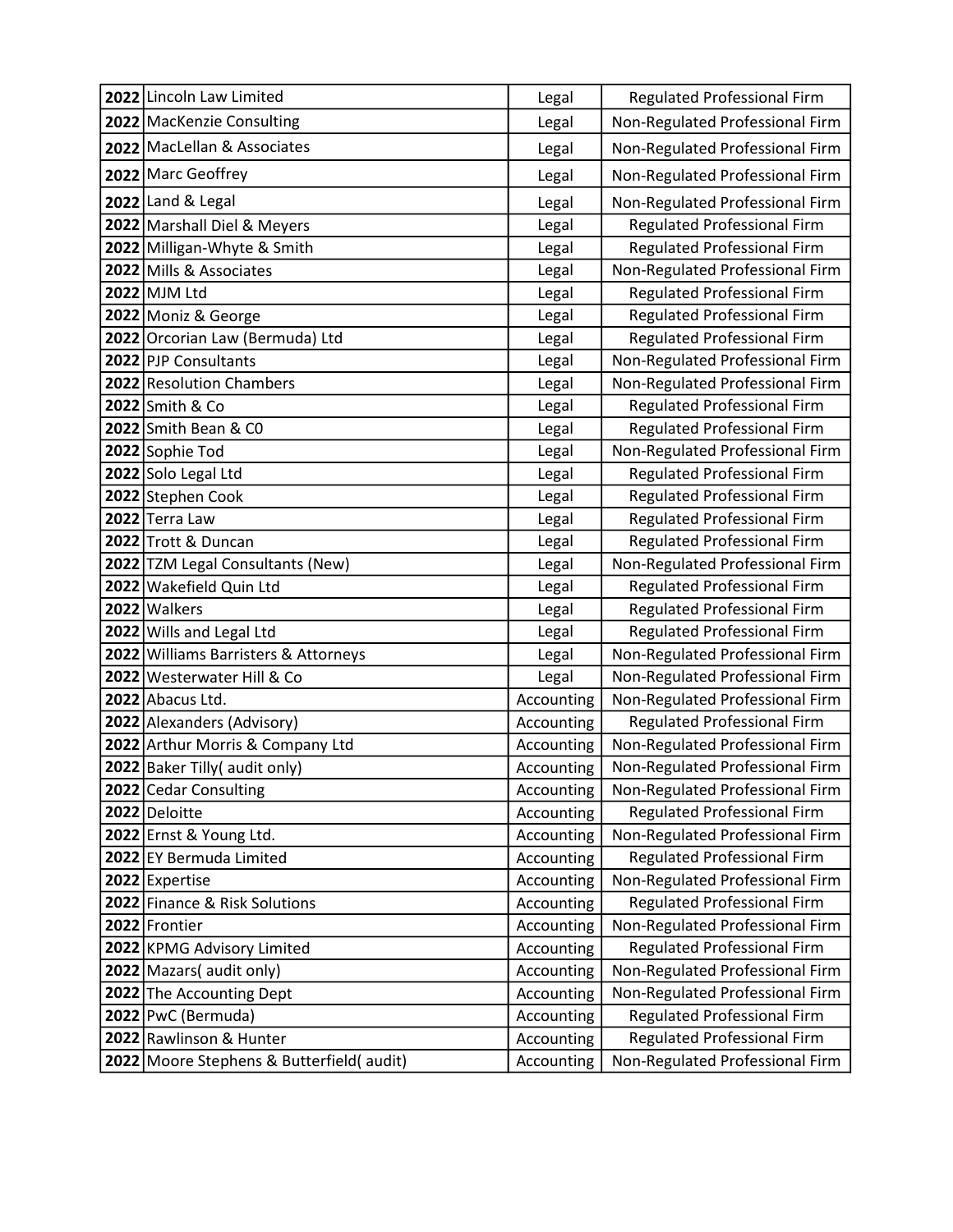| | | | |
|---|---|---|---|
| **2022** | Lincoln Law Limited | Legal | Regulated Professional Firm |
| **2022** | MacKenzie Consulting | Legal | Non-Regulated Professional Firm |
| **2022** | MacLellan & Associates | Legal | Non-Regulated Professional Firm |
| **2022** | Marc Geoffrey | Legal | Non-Regulated Professional Firm |
| **2022** | Land & Legal | Legal | Non-Regulated Professional Firm |
| **2022** | Marshall Diel & Meyers | Legal | Regulated Professional Firm |
| **2022** | Milligan-Whyte & Smith | Legal | Regulated Professional Firm |
| **2022** | Mills & Associates | Legal | Non-Regulated Professional Firm |
| **2022** | MJM Ltd | Legal | Regulated Professional Firm |
| **2022** | Moniz & George | Legal | Regulated Professional Firm |
| **2022** | Orcorian Law (Bermuda) Ltd | Legal | Regulated Professional Firm |
| **2022** | PJP Consultants | Legal | Non-Regulated Professional Firm |
| **2022** | Resolution Chambers | Legal | Non-Regulated Professional Firm |
| **2022** | Smith & Co | Legal | Regulated Professional Firm |
| **2022** | Smith Bean & C0 | Legal | Regulated Professional Firm |
| **2022** | Sophie Tod | Legal | Non-Regulated Professional Firm |
| **2022** | Solo Legal Ltd | Legal | Regulated Professional Firm |
| **2022** | Stephen Cook | Legal | Regulated Professional Firm |
| **2022** | Terra Law | Legal | Regulated Professional Firm |
| **2022** | Trott & Duncan | Legal | Regulated Professional Firm |
| **2022** | TZM Legal Consultants (New) | Legal | Non-Regulated Professional Firm |
| **2022** | Wakefield Quin Ltd | Legal | Regulated Professional Firm |
| **2022** | Walkers | Legal | Regulated Professional Firm |
| **2022** | Wills and Legal Ltd | Legal | Regulated Professional Firm |
| **2022** | Williams Barristers & Attorneys | Legal | Non-Regulated Professional Firm |
| **2022** | Westerwater Hill & Co | Legal | Non-Regulated Professional Firm |
| **2022** | Abacus Ltd. | Accounting | Non-Regulated Professional Firm |
| **2022** | Alexanders (Advisory) | Accounting | Regulated Professional Firm |
| **2022** | Arthur Morris & Company Ltd | Accounting | Non-Regulated Professional Firm |
| **2022** | Baker Tilly( audit only) | Accounting | Non-Regulated Professional Firm |
| **2022** | Cedar Consulting | Accounting | Non-Regulated Professional Firm |
| **2022** | Deloitte | Accounting | Regulated Professional Firm |
| **2022** | Ernst & Young Ltd. | Accounting | Non-Regulated Professional Firm |
| **2022** | EY Bermuda Limited | Accounting | Regulated Professional Firm |
| **2022** | Expertise | Accounting | Non-Regulated Professional Firm |
| **2022** | Finance & Risk Solutions | Accounting | Regulated Professional Firm |
| **2022** | Frontier | Accounting | Non-Regulated Professional Firm |
| **2022** | KPMG Advisory Limited | Accounting | Regulated Professional Firm |
| **2022** | Mazars( audit only) | Accounting | Non-Regulated Professional Firm |
| **2022** | The Accounting Dept | Accounting | Non-Regulated Professional Firm |
| **2022** | PwC (Bermuda) | Accounting | Regulated Professional Firm |
| **2022** | Rawlinson & Hunter | Accounting | Regulated Professional Firm |
| **2022** | Moore Stephens & Butterfield( audit) | Accounting | Non-Regulated Professional Firm |